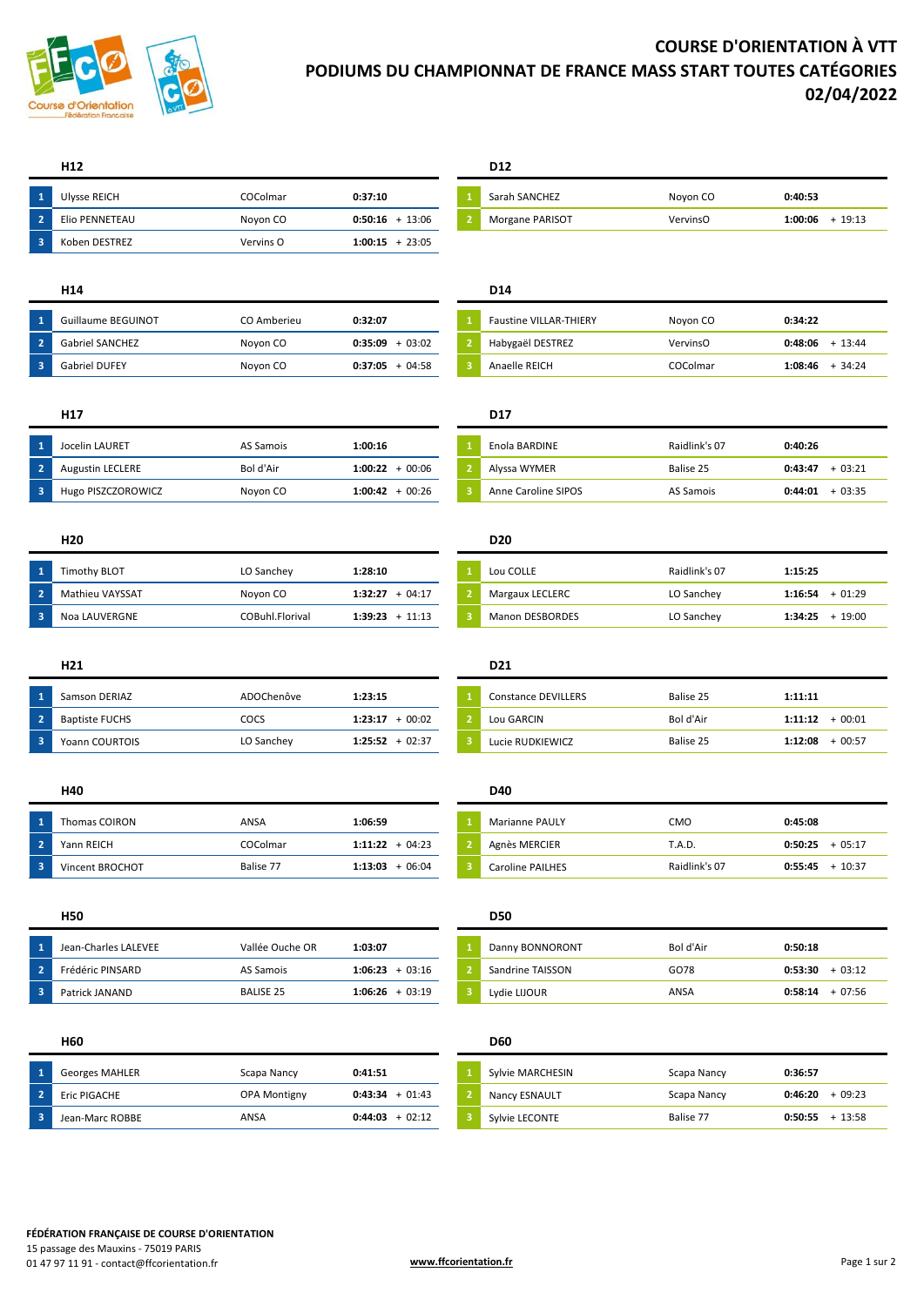# COURSE D'ORIENTATION À VTT
# PODIUMS DU CHAMPIONNAT DE FRANCE MASS START TOUTES CATÉGORIES
# 02/04/2022

### H12

| | Nom | Club | Temps | Écart |
|---|---|---|---|---|
| 1 | Ulysse REICH | COColmar | **0:37:10** | |
| 2 | Elio PENNETEAU | Noyon CO | **0:50:16** | + 13:06 |
| 3 | Koben DESTREZ | Vervins O | **1:00:15** | + 23:05 |

### D12

| | Nom | Club | Temps | Écart |
|---|---|---|---|---|
| 1 | Sarah SANCHEZ | Noyon CO | **0:40:53** | |
| 2 | Morgane PARISOT | VervinsO | **1:00:06** | + 19:13 |

### H14

| | Nom | Club | Temps | Écart |
|---|---|---|---|---|
| 1 | Guillaume BEGUINOT | CO Amberieu | **0:32:07** | |
| 2 | Gabriel SANCHEZ | Noyon CO | **0:35:09** | + 03:02 |
| 3 | Gabriel DUFEY | Noyon CO | **0:37:05** | + 04:58 |

### D14

| | Nom | Club | Temps | Écart |
|---|---|---|---|---|
| 1 | Faustine VILLAR-THIERY | Noyon CO | **0:34:22** | |
| 2 | Habygaël DESTREZ | VervinsO | **0:48:06** | + 13:44 |
| 3 | Anaelle REICH | COColmar | **1:08:46** | + 34:24 |

### H17

| | Nom | Club | Temps | Écart |
|---|---|---|---|---|
| 1 | Jocelin LAURET | AS Samois | **1:00:16** | |
| 2 | Augustin LECLERE | Bol d'Air | **1:00:22** | + 00:06 |
| 3 | Hugo PISZCZOROWICZ | Noyon CO | **1:00:42** | + 00:26 |

### D17

| | Nom | Club | Temps | Écart |
|---|---|---|---|---|
| 1 | Enola BARDINE | Raidlink's 07 | **0:40:26** | |
| 2 | Alyssa WYMER | Balise 25 | **0:43:47** | + 03:21 |
| 3 | Anne Caroline SIPOS | AS Samois | **0:44:01** | + 03:35 |

### H20

| | Nom | Club | Temps | Écart |
|---|---|---|---|---|
| 1 | Timothy BLOT | LO Sanchey | **1:28:10** | |
| 2 | Mathieu VAYSSAT | Noyon CO | **1:32:27** | + 04:17 |
| 3 | Noa LAUVERGNE | COBuhl.Florival | **1:39:23** | + 11:13 |

### D20

| | Nom | Club | Temps | Écart |
|---|---|---|---|---|
| 1 | Lou COLLE | Raidlink's 07 | **1:15:25** | |
| 2 | Margaux LECLERC | LO Sanchey | **1:16:54** | + 01:29 |
| 3 | Manon DESBORDES | LO Sanchey | **1:34:25** | + 19:00 |

### H21

| | Nom | Club | Temps | Écart |
|---|---|---|---|---|
| 1 | Samson DERIAZ | ADOChenôve | **1:23:15** | |
| 2 | Baptiste FUCHS | COCS | **1:23:17** | + 00:02 |
| 3 | Yoann COURTOIS | LO Sanchey | **1:25:52** | + 02:37 |

### D21

| | Nom | Club | Temps | Écart |
|---|---|---|---|---|
| 1 | Constance DEVILLERS | Balise 25 | **1:11:11** | |
| 2 | Lou GARCIN | Bol d'Air | **1:11:12** | + 00:01 |
| 3 | Lucie RUDKIEWICZ | Balise 25 | **1:12:08** | + 00:57 |

### H40

| | Nom | Club | Temps | Écart |
|---|---|---|---|---|
| 1 | Thomas COIRON | ANSA | **1:06:59** | |
| 2 | Yann REICH | COColmar | **1:11:22** | + 04:23 |
| 3 | Vincent BROCHOT | Balise 77 | **1:13:03** | + 06:04 |

### D40

| | Nom | Club | Temps | Écart |
|---|---|---|---|---|
| 1 | Marianne PAULY | CMO | **0:45:08** | |
| 2 | Agnès MERCIER | T.A.D. | **0:50:25** | + 05:17 |
| 3 | Caroline PAILHES | Raidlink's 07 | **0:55:45** | + 10:37 |

### H50

| | Nom | Club | Temps | Écart |
|---|---|---|---|---|
| 1 | Jean-Charles LALEVEE | Vallée Ouche OR | **1:03:07** | |
| 2 | Frédéric PINSARD | AS Samois | **1:06:23** | + 03:16 |
| 3 | Patrick JANAND | BALISE 25 | **1:06:26** | + 03:19 |

### D50

| | Nom | Club | Temps | Écart |
|---|---|---|---|---|
| 1 | Danny BONNORONT | Bol d'Air | **0:50:18** | |
| 2 | Sandrine TAISSON | GO78 | **0:53:30** | + 03:12 |
| 3 | Lydie LIJOUR | ANSA | **0:58:14** | + 07:56 |

### H60

| | Nom | Club | Temps | Écart |
|---|---|---|---|---|
| 1 | Georges MAHLER | Scapa Nancy | **0:41:51** | |
| 2 | Eric PIGACHE | OPA Montigny | **0:43:34** | + 01:43 |
| 3 | Jean-Marc ROBBE | ANSA | **0:44:03** | + 02:12 |

### D60

| | Nom | Club | Temps | Écart |
|---|---|---|---|---|
| 1 | Sylvie MARCHESIN | Scapa Nancy | **0:36:57** | |
| 2 | Nancy ESNAULT | Scapa Nancy | **0:46:20** | + 09:23 |
| 3 | Sylvie LECONTE | Balise 77 | **0:50:55** | + 13:58 |

**FÉDÉRATION FRANÇAISE DE COURSE D'ORIENTATION**
15 passage des Mauxins - 75019 PARIS
01 47 97 11 91 - contact@ffcorientation.fr

**www.ffcorientation.fr**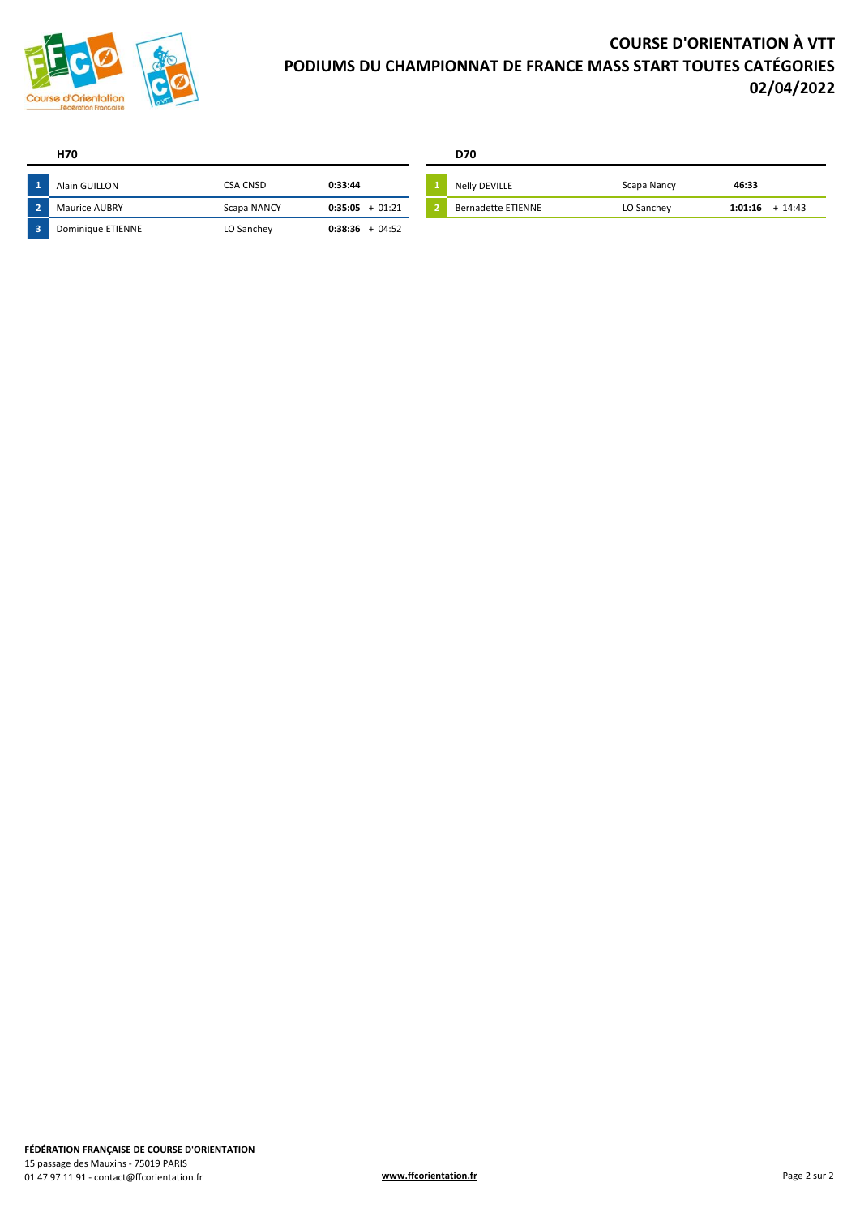# COURSE D'ORIENTATION À VTT

# PODIUMS DU CHAMPIONNAT DE FRANCE MASS START TOUTES CATÉGORIES

# 02/04/2022

### H70

| | | | |
|---|---|---|---|
| 1 | Alain GUILLON | CSA CNSD | **0:33:44** |
| 2 | Maurice AUBRY | Scapa NANCY | **0:35:05** + 01:21 |
| 3 | Dominique ETIENNE | LO Sanchey | **0:38:36** + 04:52 |

### D70

| | | | |
|---|---|---|---|
| 1 | Nelly DEVILLE | Scapa Nancy | **46:33** |
| 2 | Bernadette ETIENNE | LO Sanchey | **1:01:16** + 14:43 |

**FÉDÉRATION FRANÇAISE DE COURSE D'ORIENTATION**
15 passage des Mauxins - 75019 PARIS
01 47 97 11 91 - contact@ffcorientation.fr

**www.ffcorientation.fr**